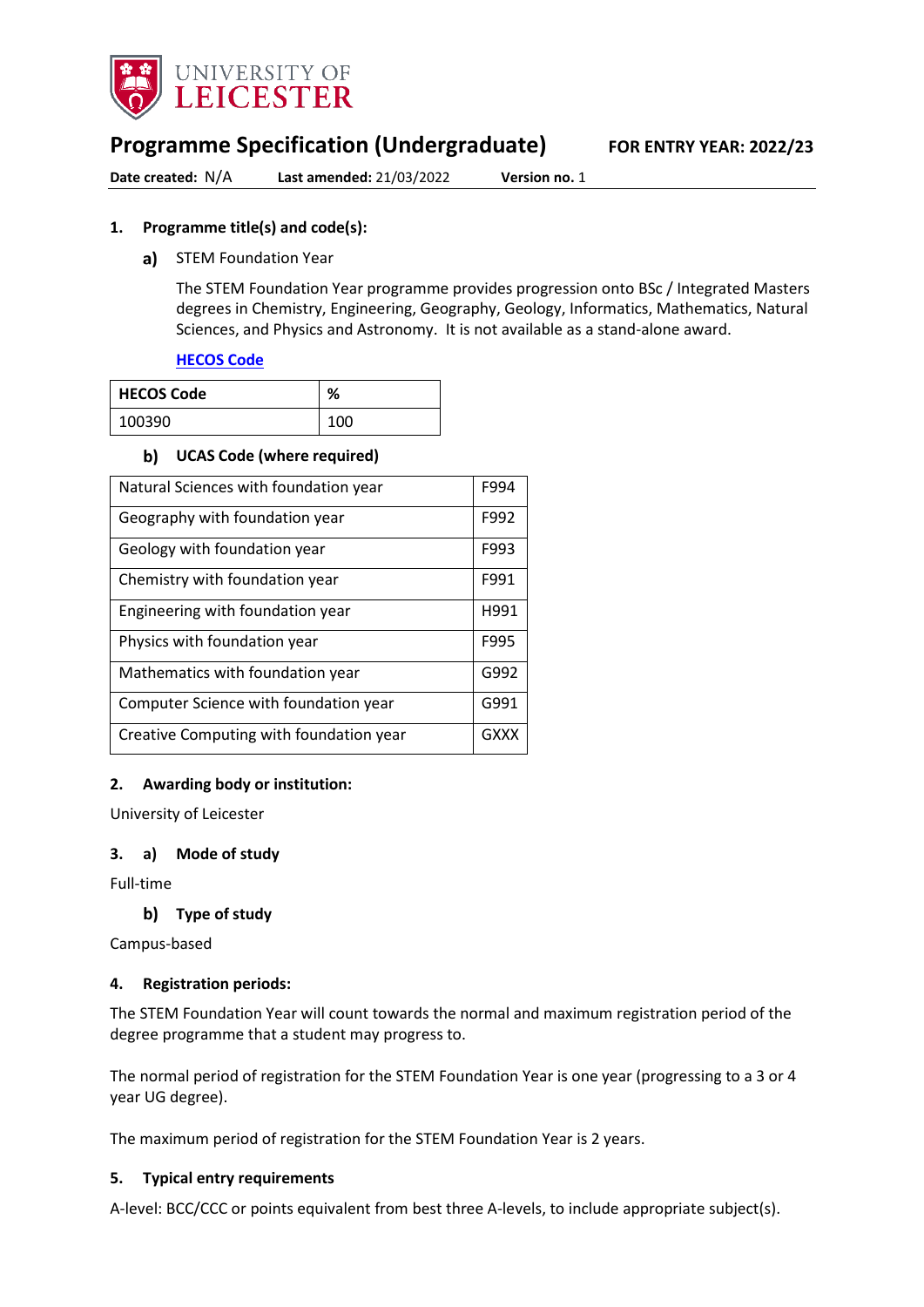# Programme Specification (Undergraduate)

**FOR ENTRY YEAR: 2022/23**

**Date created:** N/A **Last amended:** 21/03/2022 **Version no.** 1

## 1. Programme title(s) and code(s):

### a) STEM Foundation Year

The STEM Foundation Year programme provides progression onto BSc / Integrated Masters degrees in Chemistry, Engineering, Geography, Geology, Informatics, Mathematics, Natural Sciences, and Physics and Astronomy. It is not available as a stand-alone award.

**HECOS Code**

| HECOS Code | % |
|---|---|
| 100390 | 100 |

### b) UCAS Code (where required)

| Programme | UCAS Code |
|---|---|
| Natural Sciences with foundation year | F994 |
| Geography with foundation year | F992 |
| Geology with foundation year | F993 |
| Chemistry with foundation year | F991 |
| Engineering with foundation year | H991 |
| Physics with foundation year | F995 |
| Mathematics with foundation year | G992 |
| Computer Science with foundation year | G991 |
| Creative Computing with foundation year | GXXX |

## 2. Awarding body or institution:

University of Leicester

## 3. a) Mode of study

Full-time

### b) Type of study

Campus-based

## 4. Registration periods:

The STEM Foundation Year will count towards the normal and maximum registration period of the degree programme that a student may progress to.

The normal period of registration for the STEM Foundation Year is one year (progressing to a 3 or 4 year UG degree).

The maximum period of registration for the STEM Foundation Year is 2 years.

## 5. Typical entry requirements

A-level: BCC/CCC or points equivalent from best three A-levels, to include appropriate subject(s).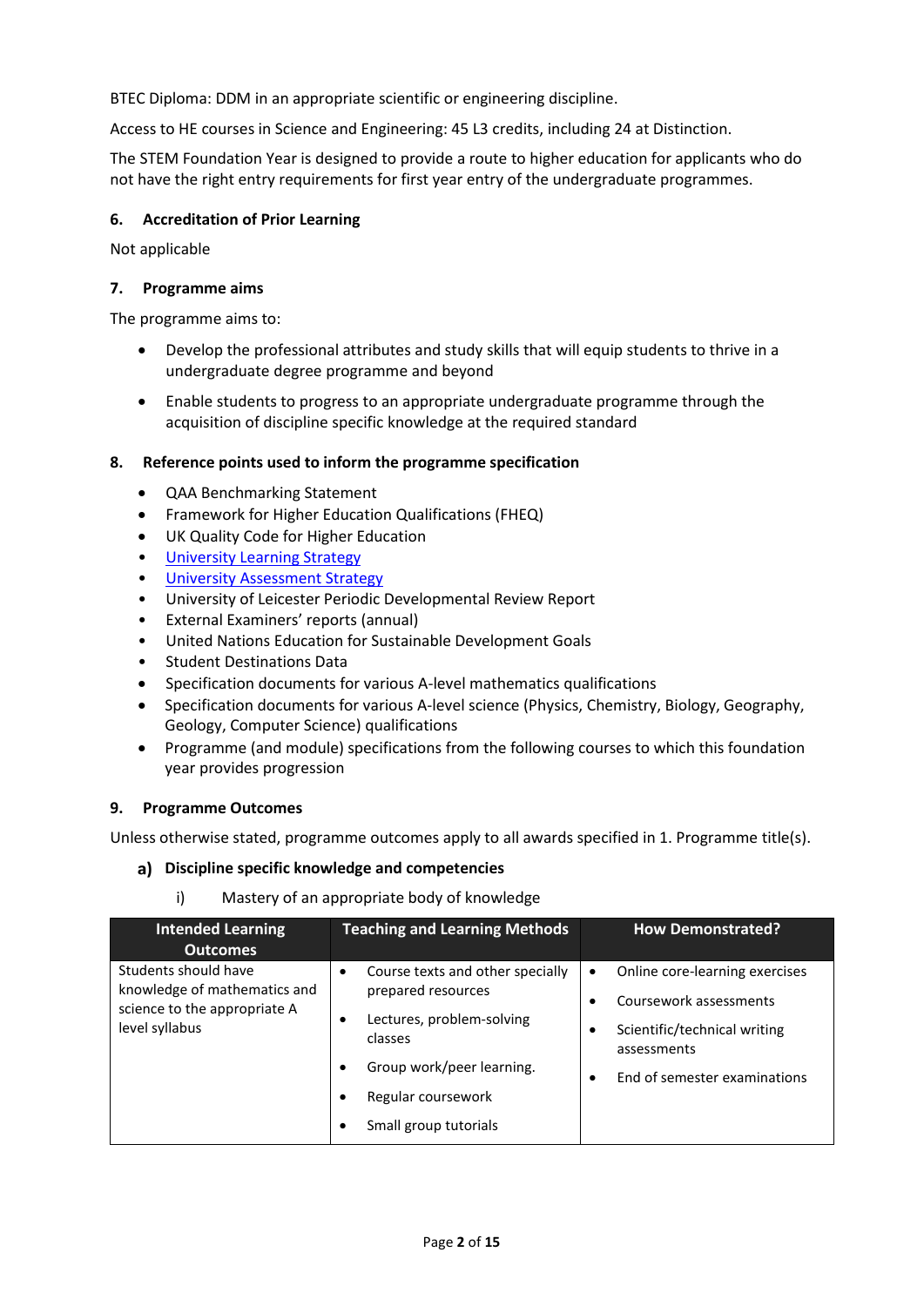BTEC Diploma: DDM in an appropriate scientific or engineering discipline.

Access to HE courses in Science and Engineering: 45 L3 credits, including 24 at Distinction.

The STEM Foundation Year is designed to provide a route to higher education for applicants who do not have the right entry requirements for first year entry of the undergraduate programmes.

### 6. Accreditation of Prior Learning

Not applicable

### 7. Programme aims

The programme aims to:

- Develop the professional attributes and study skills that will equip students to thrive in a undergraduate degree programme and beyond
- Enable students to progress to an appropriate undergraduate programme through the acquisition of discipline specific knowledge at the required standard

### 8. Reference points used to inform the programme specification

- QAA Benchmarking Statement
- Framework for Higher Education Qualifications (FHEQ)
- UK Quality Code for Higher Education
- University Learning Strategy
- University Assessment Strategy
- University of Leicester Periodic Developmental Review Report
- External Examiners' reports (annual)
- United Nations Education for Sustainable Development Goals
- Student Destinations Data
- Specification documents for various A-level mathematics qualifications
- Specification documents for various A-level science (Physics, Chemistry, Biology, Geography, Geology, Computer Science) qualifications
- Programme (and module) specifications from the following courses to which this foundation year provides progression

### 9. Programme Outcomes

Unless otherwise stated, programme outcomes apply to all awards specified in 1. Programme title(s).

#### a) Discipline specific knowledge and competencies

i) Mastery of an appropriate body of knowledge

| Intended Learning Outcomes | Teaching and Learning Methods | How Demonstrated? |
|---|---|---|
| Students should have knowledge of mathematics and science to the appropriate A level syllabus | • Course texts and other specially prepared resources<br>• Lectures, problem-solving classes<br>• Group work/peer learning.<br>• Regular coursework<br>• Small group tutorials | • Online core-learning exercises<br>• Coursework assessments<br>• Scientific/technical writing assessments<br>• End of semester examinations |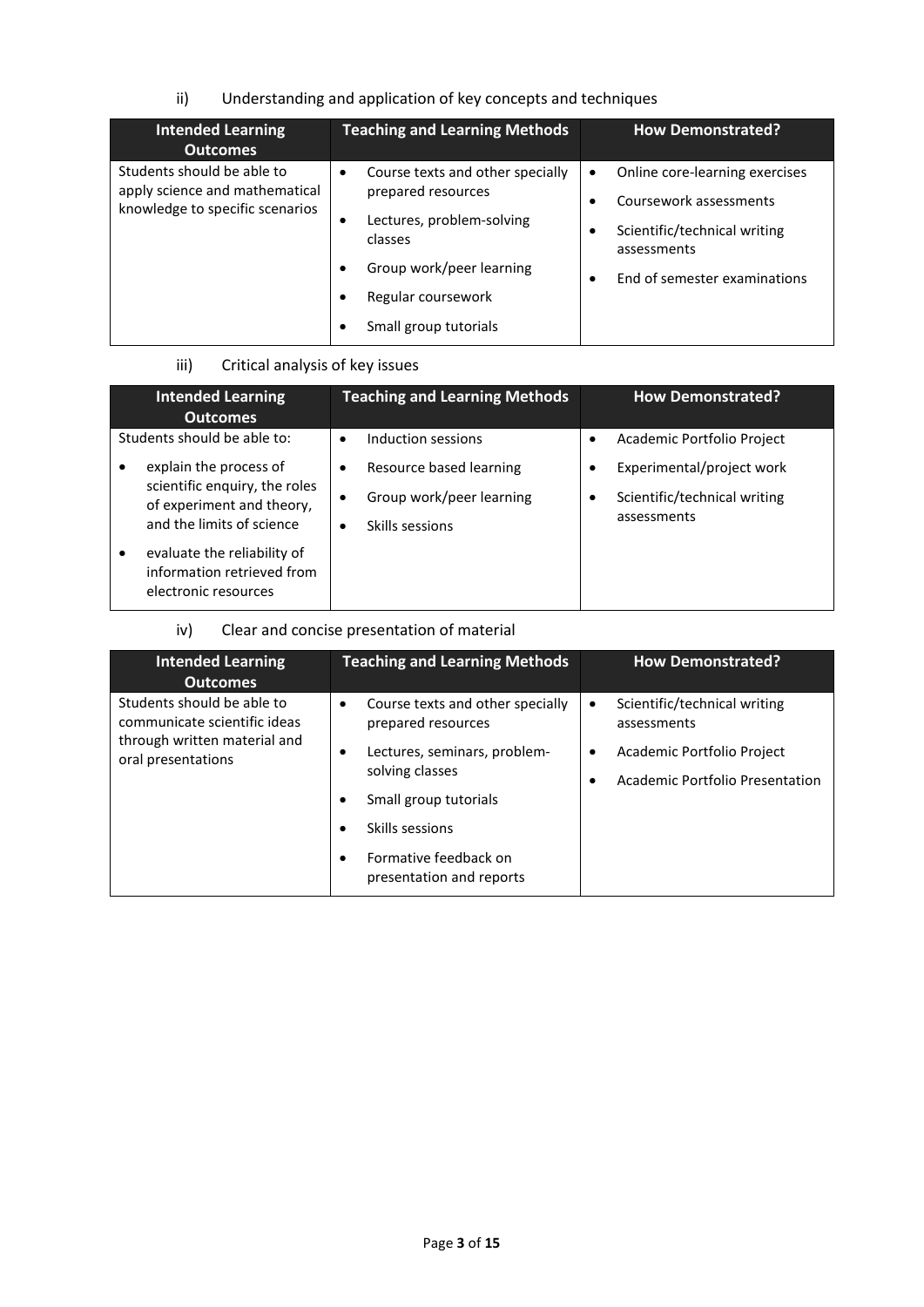ii) Understanding and application of key concepts and techniques

| Intended Learning Outcomes | Teaching and Learning Methods | How Demonstrated? |
| --- | --- | --- |
| Students should be able to apply science and mathematical knowledge to specific scenarios | • Course texts and other specially prepared resources<br>• Lectures, problem-solving classes<br>• Group work/peer learning<br>• Regular coursework<br>• Small group tutorials | • Online core-learning exercises<br>• Coursework assessments<br>• Scientific/technical writing assessments<br>• End of semester examinations |

iii) Critical analysis of key issues

| Intended Learning Outcomes | Teaching and Learning Methods | How Demonstrated? |
| --- | --- | --- |
| Students should be able to:<br>• explain the process of scientific enquiry, the roles of experiment and theory, and the limits of science<br>• evaluate the reliability of information retrieved from electronic resources | • Induction sessions<br>• Resource based learning<br>• Group work/peer learning<br>• Skills sessions | • Academic Portfolio Project<br>• Experimental/project work<br>• Scientific/technical writing assessments |

iv) Clear and concise presentation of material

| Intended Learning Outcomes | Teaching and Learning Methods | How Demonstrated? |
| --- | --- | --- |
| Students should be able to communicate scientific ideas through written material and oral presentations | • Course texts and other specially prepared resources<br>• Lectures, seminars, problem-solving classes<br>• Small group tutorials<br>• Skills sessions<br>• Formative feedback on presentation and reports | • Scientific/technical writing assessments<br>• Academic Portfolio Project<br>• Academic Portfolio Presentation |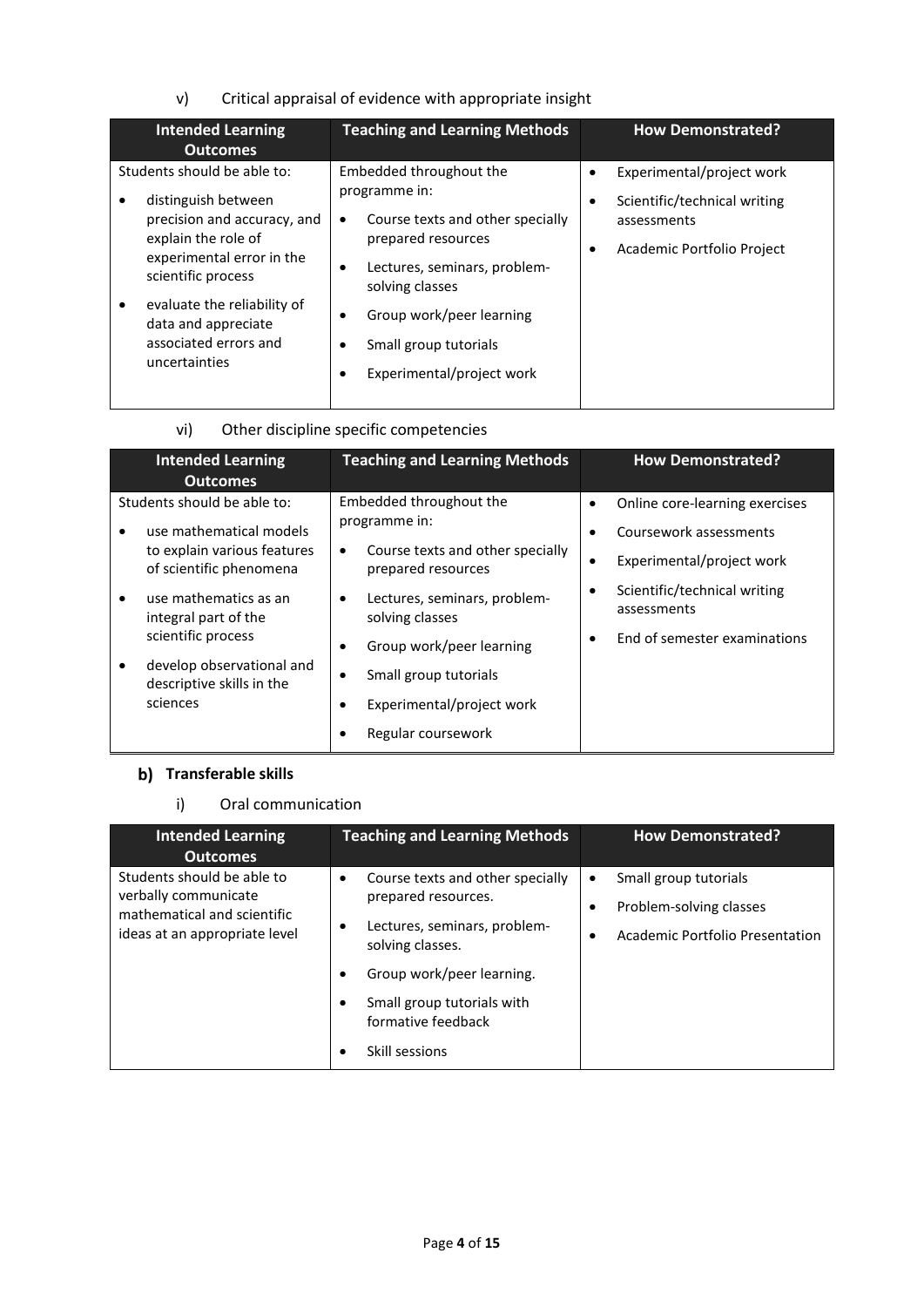v) Critical appraisal of evidence with appropriate insight

| Intended Learning Outcomes | Teaching and Learning Methods | How Demonstrated? |
|---|---|---|
| Students should be able to:<br>• distinguish between precision and accuracy, and explain the role of experimental error in the scientific process<br>• evaluate the reliability of data and appreciate associated errors and uncertainties | Embedded throughout the programme in:<br>• Course texts and other specially prepared resources<br>• Lectures, seminars, problem-solving classes<br>• Group work/peer learning<br>• Small group tutorials<br>• Experimental/project work | • Experimental/project work<br>• Scientific/technical writing assessments<br>• Academic Portfolio Project |

vi) Other discipline specific competencies

| Intended Learning Outcomes | Teaching and Learning Methods | How Demonstrated? |
|---|---|---|
| Students should be able to:<br>• use mathematical models to explain various features of scientific phenomena<br>• use mathematics as an integral part of the scientific process<br>• develop observational and descriptive skills in the sciences | Embedded throughout the programme in:<br>• Course texts and other specially prepared resources<br>• Lectures, seminars, problem-solving classes<br>• Group work/peer learning<br>• Small group tutorials<br>• Experimental/project work<br>• Regular coursework | • Online core-learning exercises<br>• Coursework assessments<br>• Experimental/project work<br>• Scientific/technical writing assessments<br>• End of semester examinations |

### b) Transferable skills

i) Oral communication

| Intended Learning Outcomes | Teaching and Learning Methods | How Demonstrated? |
|---|---|---|
| Students should be able to verbally communicate mathematical and scientific ideas at an appropriate level | • Course texts and other specially prepared resources.<br>• Lectures, seminars, problem-solving classes.<br>• Group work/peer learning.<br>• Small group tutorials with formative feedback<br>• Skill sessions | • Small group tutorials<br>• Problem-solving classes<br>• Academic Portfolio Presentation |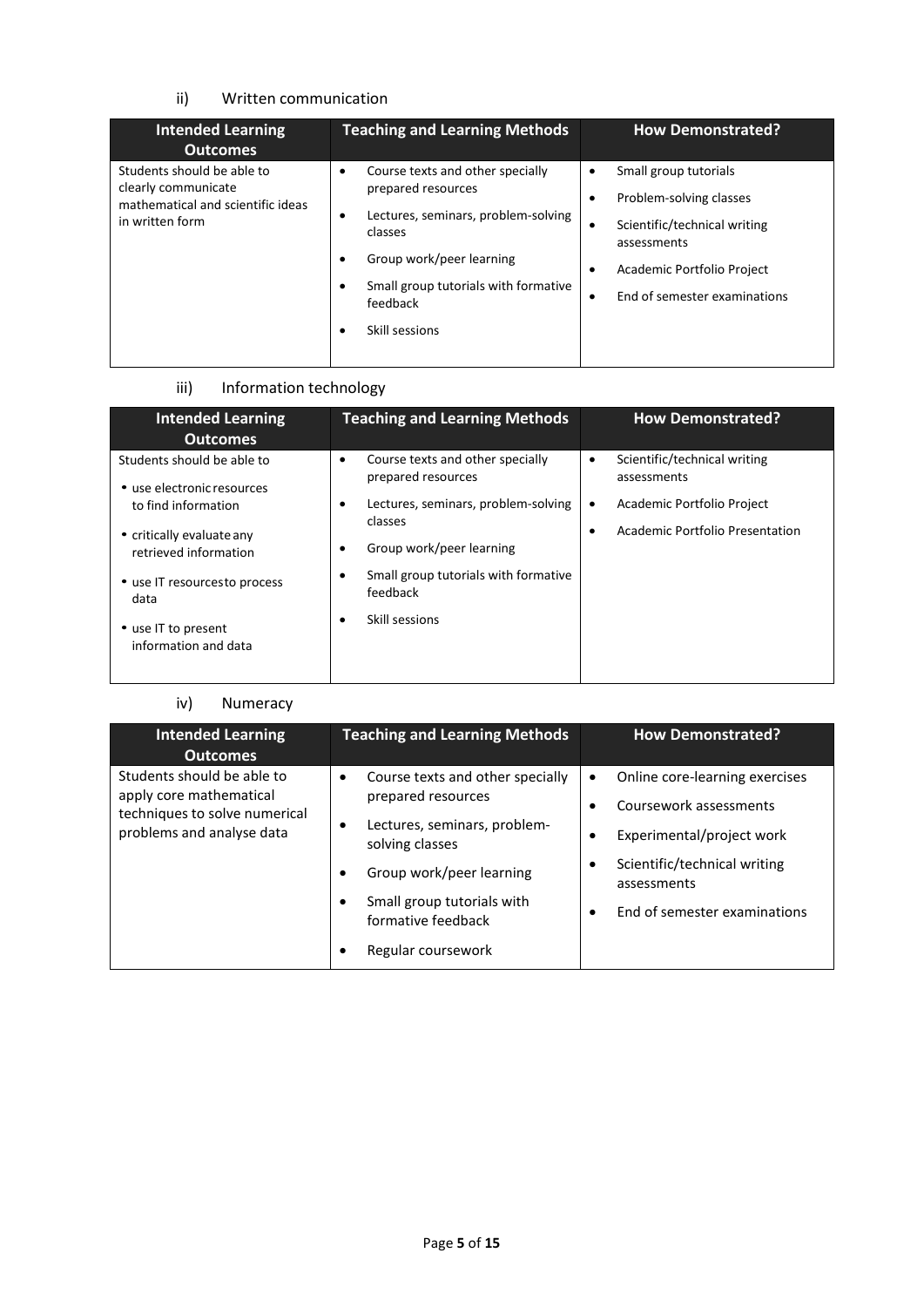ii) Written communication

| Intended Learning Outcomes | Teaching and Learning Methods | How Demonstrated? |
|---|---|---|
| Students should be able to clearly communicate mathematical and scientific ideas in written form | • Course texts and other specially prepared resources<br>• Lectures, seminars, problem-solving classes<br>• Group work/peer learning<br>• Small group tutorials with formative feedback<br>• Skill sessions | • Small group tutorials<br>• Problem-solving classes<br>• Scientific/technical writing assessments<br>• Academic Portfolio Project<br>• End of semester examinations |

iii) Information technology

| Intended Learning Outcomes | Teaching and Learning Methods | How Demonstrated? |
|---|---|---|
| Students should be able to<br>• use electronic resources to find information<br>• critically evaluate any retrieved information<br>• use IT resources to process data<br>• use IT to present information and data | • Course texts and other specially prepared resources<br>• Lectures, seminars, problem-solving classes<br>• Group work/peer learning<br>• Small group tutorials with formative feedback<br>• Skill sessions | • Scientific/technical writing assessments<br>• Academic Portfolio Project<br>• Academic Portfolio Presentation |

iv) Numeracy

| Intended Learning Outcomes | Teaching and Learning Methods | How Demonstrated? |
|---|---|---|
| Students should be able to apply core mathematical techniques to solve numerical problems and analyse data | • Course texts and other specially prepared resources<br>• Lectures, seminars, problem-solving classes<br>• Group work/peer learning<br>• Small group tutorials with formative feedback<br>• Regular coursework | • Online core-learning exercises<br>• Coursework assessments<br>• Experimental/project work<br>• Scientific/technical writing assessments<br>• End of semester examinations |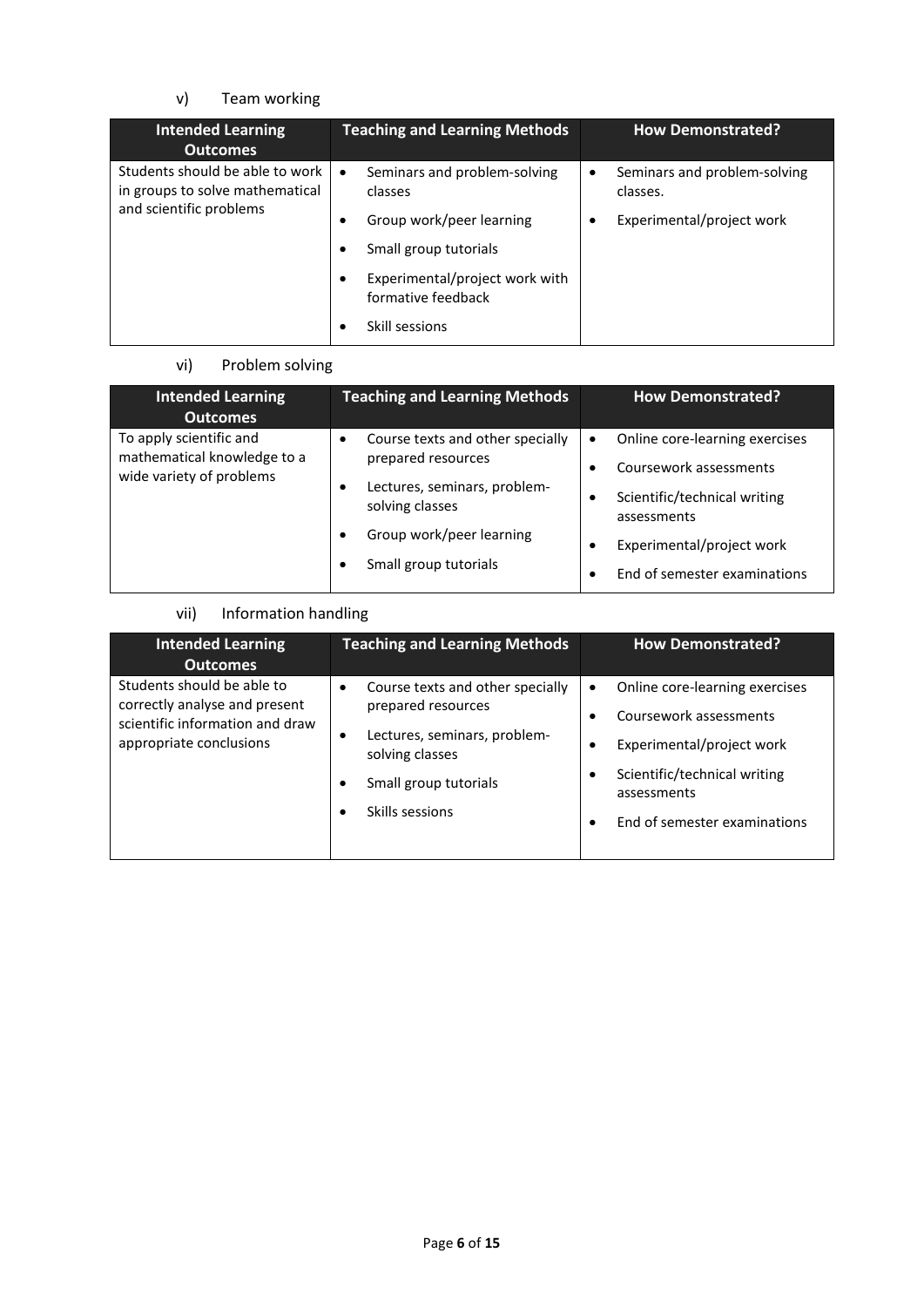v) Team working

| Intended Learning Outcomes | Teaching and Learning Methods | How Demonstrated? |
| --- | --- | --- |
| Students should be able to work in groups to solve mathematical and scientific problems | • Seminars and problem-solving classes<br>• Group work/peer learning<br>• Small group tutorials<br>• Experimental/project work with formative feedback<br>• Skill sessions | • Seminars and problem-solving classes.<br>• Experimental/project work |

vi) Problem solving

| Intended Learning Outcomes | Teaching and Learning Methods | How Demonstrated? |
| --- | --- | --- |
| To apply scientific and mathematical knowledge to a wide variety of problems | • Course texts and other specially prepared resources<br>• Lectures, seminars, problem-solving classes<br>• Group work/peer learning<br>• Small group tutorials | • Online core-learning exercises<br>• Coursework assessments<br>• Scientific/technical writing assessments<br>• Experimental/project work<br>• End of semester examinations |

vii) Information handling

| Intended Learning Outcomes | Teaching and Learning Methods | How Demonstrated? |
| --- | --- | --- |
| Students should be able to correctly analyse and present scientific information and draw appropriate conclusions | • Course texts and other specially prepared resources<br>• Lectures, seminars, problem-solving classes<br>• Small group tutorials<br>• Skills sessions | • Online core-learning exercises<br>• Coursework assessments<br>• Experimental/project work<br>• Scientific/technical writing assessments<br>• End of semester examinations |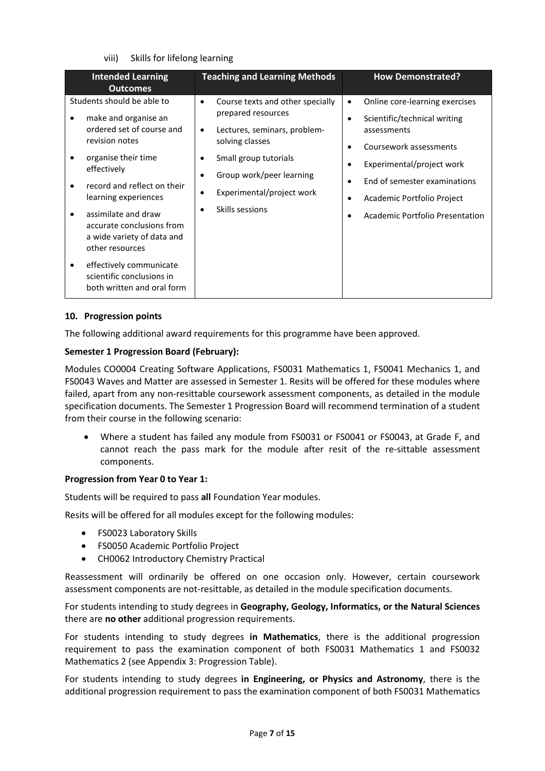viii) Skills for lifelong learning

| Intended Learning Outcomes | Teaching and Learning Methods | How Demonstrated? |
|---|---|---|
| Students should be able to<br>• make and organise an ordered set of course and revision notes<br>• organise their time effectively<br>• record and reflect on their learning experiences<br>• assimilate and draw accurate conclusions from a wide variety of data and other resources<br>• effectively communicate scientific conclusions in both written and oral form | • Course texts and other specially prepared resources<br>• Lectures, seminars, problem-solving classes<br>• Small group tutorials<br>• Group work/peer learning<br>• Experimental/project work<br>• Skills sessions | • Online core-learning exercises<br>• Scientific/technical writing assessments<br>• Coursework assessments<br>• Experimental/project work<br>• End of semester examinations<br>• Academic Portfolio Project<br>• Academic Portfolio Presentation |

## 10. Progression points

The following additional award requirements for this programme have been approved.

**Semester 1 Progression Board (February):**

Modules CO0004 Creating Software Applications, FS0031 Mathematics 1, FS0041 Mechanics 1, and FS0043 Waves and Matter are assessed in Semester 1. Resits will be offered for these modules where failed, apart from any non-resittable coursework assessment components, as detailed in the module specification documents. The Semester 1 Progression Board will recommend termination of a student from their course in the following scenario:

- Where a student has failed any module from FS0031 or FS0041 or FS0043, at Grade F, and cannot reach the pass mark for the module after resit of the re-sittable assessment components.

**Progression from Year 0 to Year 1:**

Students will be required to pass **all** Foundation Year modules.

Resits will be offered for all modules except for the following modules:

- FS0023 Laboratory Skills
- FS0050 Academic Portfolio Project
- CH0062 Introductory Chemistry Practical

Reassessment will ordinarily be offered on one occasion only. However, certain coursework assessment components are not-resittable, as detailed in the module specification documents.

For students intending to study degrees in **Geography, Geology, Informatics, or the Natural Sciences** there are **no other** additional progression requirements.

For students intending to study degrees **in Mathematics**, there is the additional progression requirement to pass the examination component of both FS0031 Mathematics 1 and FS0032 Mathematics 2 (see Appendix 3: Progression Table).

For students intending to study degrees **in Engineering, or Physics and Astronomy**, there is the additional progression requirement to pass the examination component of both FS0031 Mathematics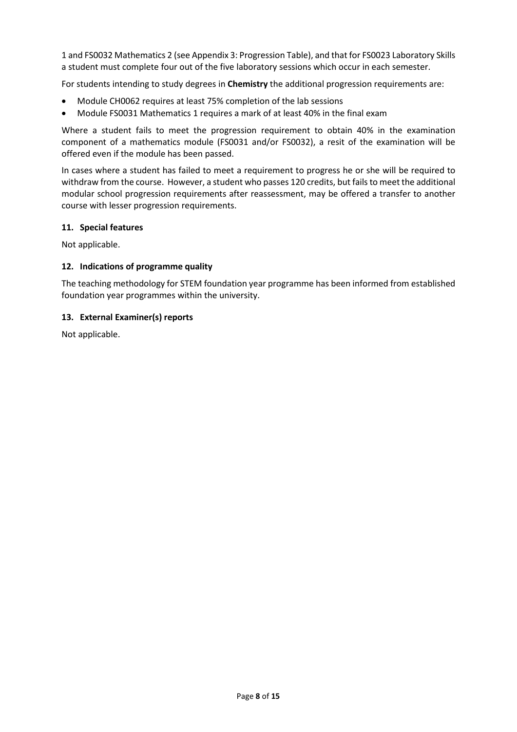1 and FS0032 Mathematics 2 (see Appendix 3: Progression Table), and that for FS0023 Laboratory Skills a student must complete four out of the five laboratory sessions which occur in each semester.

For students intending to study degrees in **Chemistry** the additional progression requirements are:

- Module CH0062 requires at least 75% completion of the lab sessions
- Module FS0031 Mathematics 1 requires a mark of at least 40% in the final exam

Where a student fails to meet the progression requirement to obtain 40% in the examination component of a mathematics module (FS0031 and/or FS0032), a resit of the examination will be offered even if the module has been passed.

In cases where a student has failed to meet a requirement to progress he or she will be required to withdraw from the course. However, a student who passes 120 credits, but fails to meet the additional modular school progression requirements after reassessment, may be offered a transfer to another course with lesser progression requirements.

### 11. Special features

Not applicable.

### 12. Indications of programme quality

The teaching methodology for STEM foundation year programme has been informed from established foundation year programmes within the university.

### 13. External Examiner(s) reports

Not applicable.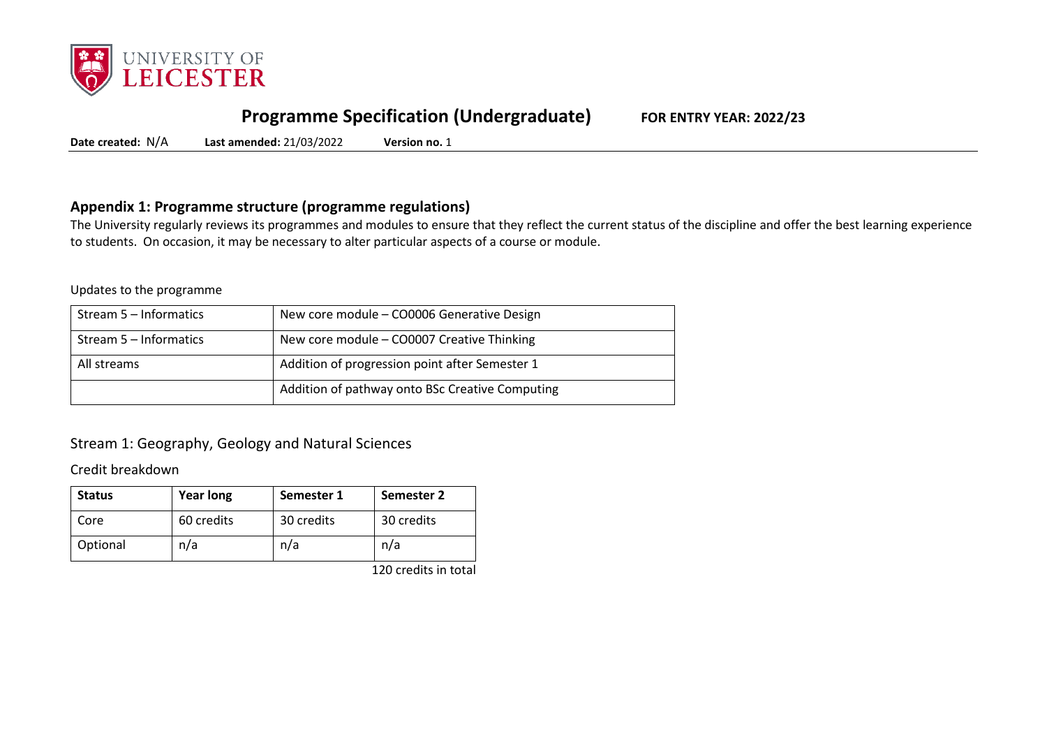# Programme Specification (Undergraduate)

**FOR ENTRY YEAR: 2022/23**

**Date created:** N/A **Last amended:** 21/03/2022 **Version no.** 1

## Appendix 1: Programme structure (programme regulations)

The University regularly reviews its programmes and modules to ensure that they reflect the current status of the discipline and offer the best learning experience to students. On occasion, it may be necessary to alter particular aspects of a course or module.

Updates to the programme

| | |
|---|---|
| Stream 5 – Informatics | New core module – CO0006 Generative Design |
| Stream 5 – Informatics | New core module – CO0007 Creative Thinking |
| All streams | Addition of progression point after Semester 1 |
| | Addition of pathway onto BSc Creative Computing |

### Stream 1: Geography, Geology and Natural Sciences

Credit breakdown

| Status | Year long | Semester 1 | Semester 2 |
|---|---|---|---|
| Core | 60 credits | 30 credits | 30 credits |
| Optional | n/a | n/a | n/a |

120 credits in total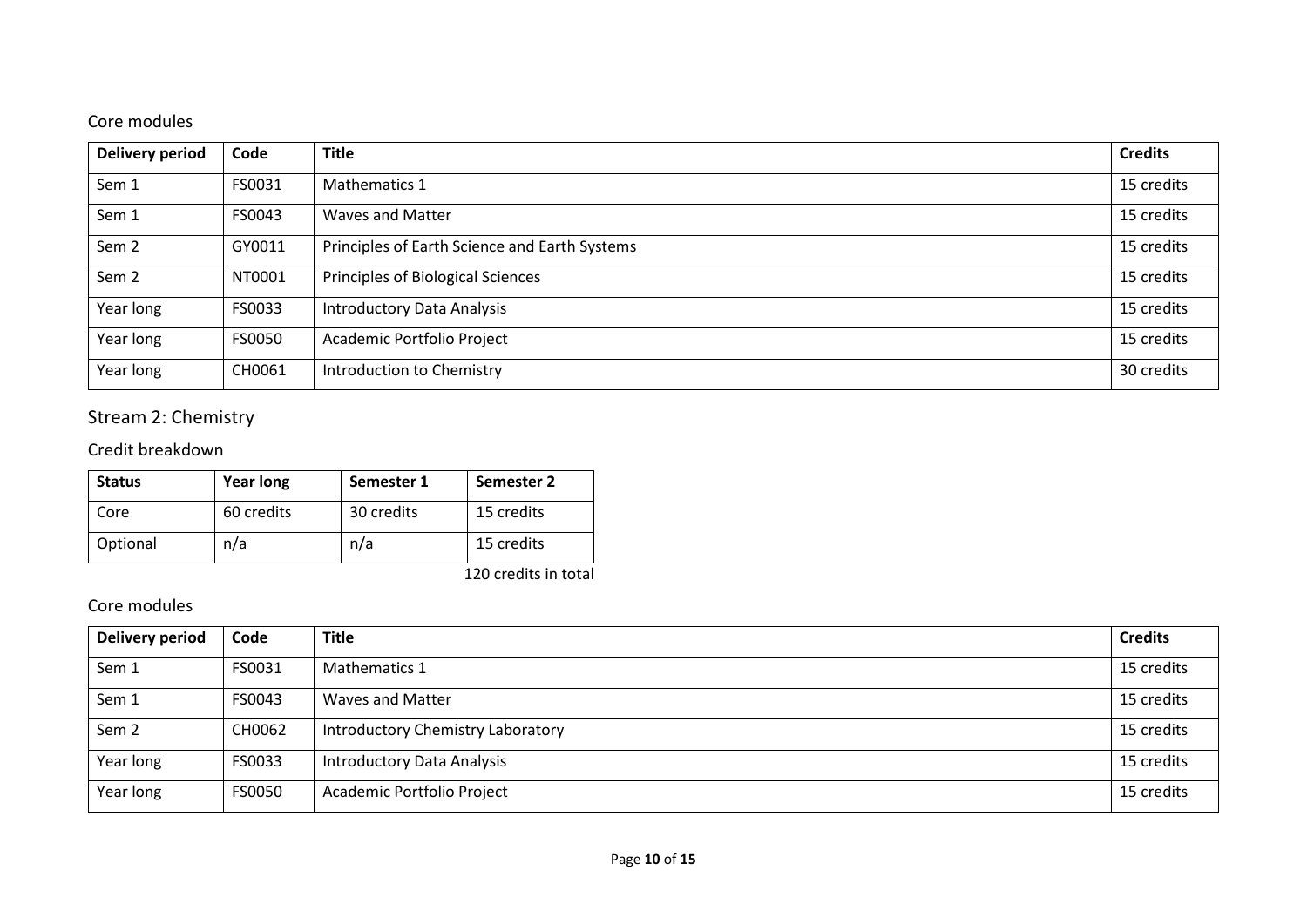Core modules

| Delivery period | Code | Title | Credits |
|---|---|---|---|
| Sem 1 | FS0031 | Mathematics 1 | 15 credits |
| Sem 1 | FS0043 | Waves and Matter | 15 credits |
| Sem 2 | GY0011 | Principles of Earth Science and Earth Systems | 15 credits |
| Sem 2 | NT0001 | Principles of Biological Sciences | 15 credits |
| Year long | FS0033 | Introductory Data Analysis | 15 credits |
| Year long | FS0050 | Academic Portfolio Project | 15 credits |
| Year long | CH0061 | Introduction to Chemistry | 30 credits |

## Stream 2: Chemistry

### Credit breakdown

| Status | Year long | Semester 1 | Semester 2 |
|---|---|---|---|
| Core | 60 credits | 30 credits | 15 credits |
| Optional | n/a | n/a | 15 credits |

120 credits in total

### Core modules

| Delivery period | Code | Title | Credits |
|---|---|---|---|
| Sem 1 | FS0031 | Mathematics 1 | 15 credits |
| Sem 1 | FS0043 | Waves and Matter | 15 credits |
| Sem 2 | CH0062 | Introductory Chemistry Laboratory | 15 credits |
| Year long | FS0033 | Introductory Data Analysis | 15 credits |
| Year long | FS0050 | Academic Portfolio Project | 15 credits |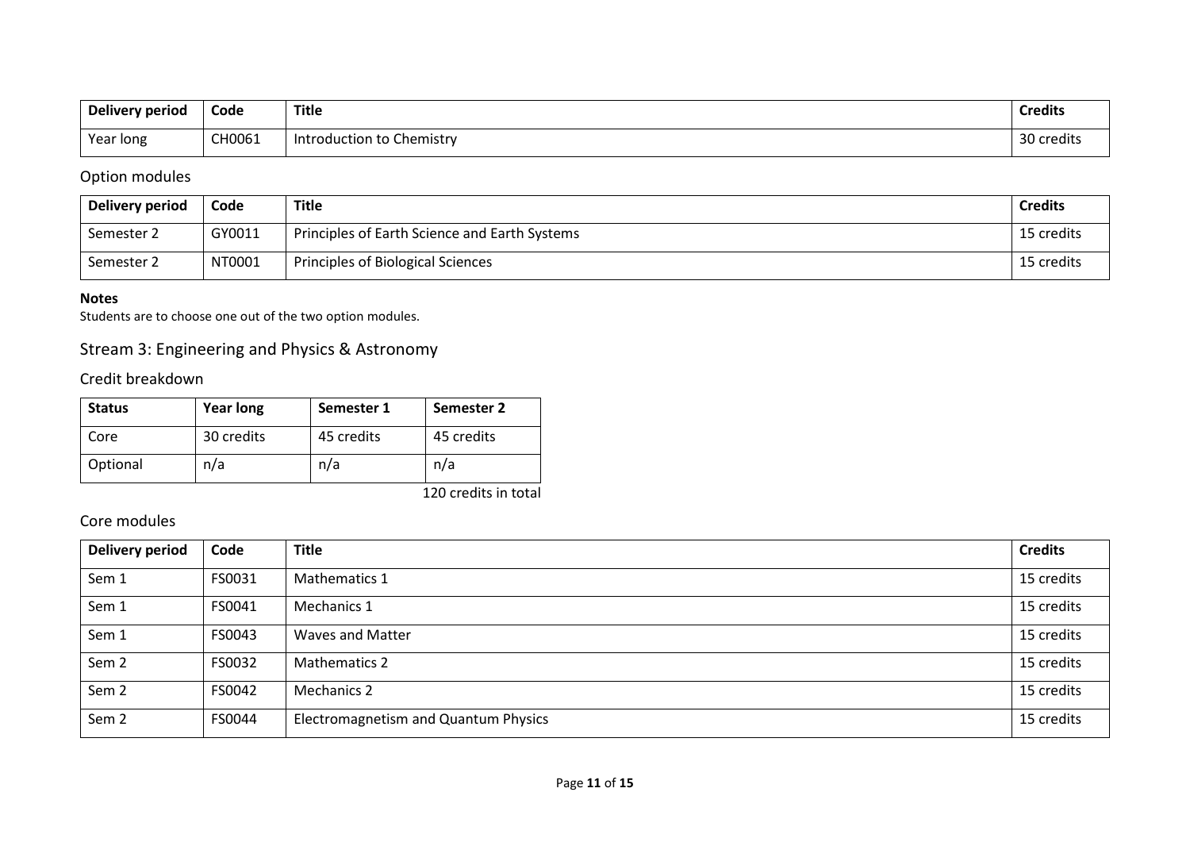| Delivery period | Code | Title | Credits |
|---|---|---|---|
| Year long | CH0061 | Introduction to Chemistry | 30 credits |

### Option modules

| Delivery period | Code | Title | Credits |
|---|---|---|---|
| Semester 2 | GY0011 | Principles of Earth Science and Earth Systems | 15 credits |
| Semester 2 | NT0001 | Principles of Biological Sciences | 15 credits |

**Notes**
Students are to choose one out of the two option modules.

## Stream 3: Engineering and Physics & Astronomy

### Credit breakdown

| Status | Year long | Semester 1 | Semester 2 |
|---|---|---|---|
| Core | 30 credits | 45 credits | 45 credits |
| Optional | n/a | n/a | n/a |

120 credits in total

### Core modules

| Delivery period | Code | Title | Credits |
|---|---|---|---|
| Sem 1 | FS0031 | Mathematics 1 | 15 credits |
| Sem 1 | FS0041 | Mechanics 1 | 15 credits |
| Sem 1 | FS0043 | Waves and Matter | 15 credits |
| Sem 2 | FS0032 | Mathematics 2 | 15 credits |
| Sem 2 | FS0042 | Mechanics 2 | 15 credits |
| Sem 2 | FS0044 | Electromagnetism and Quantum Physics | 15 credits |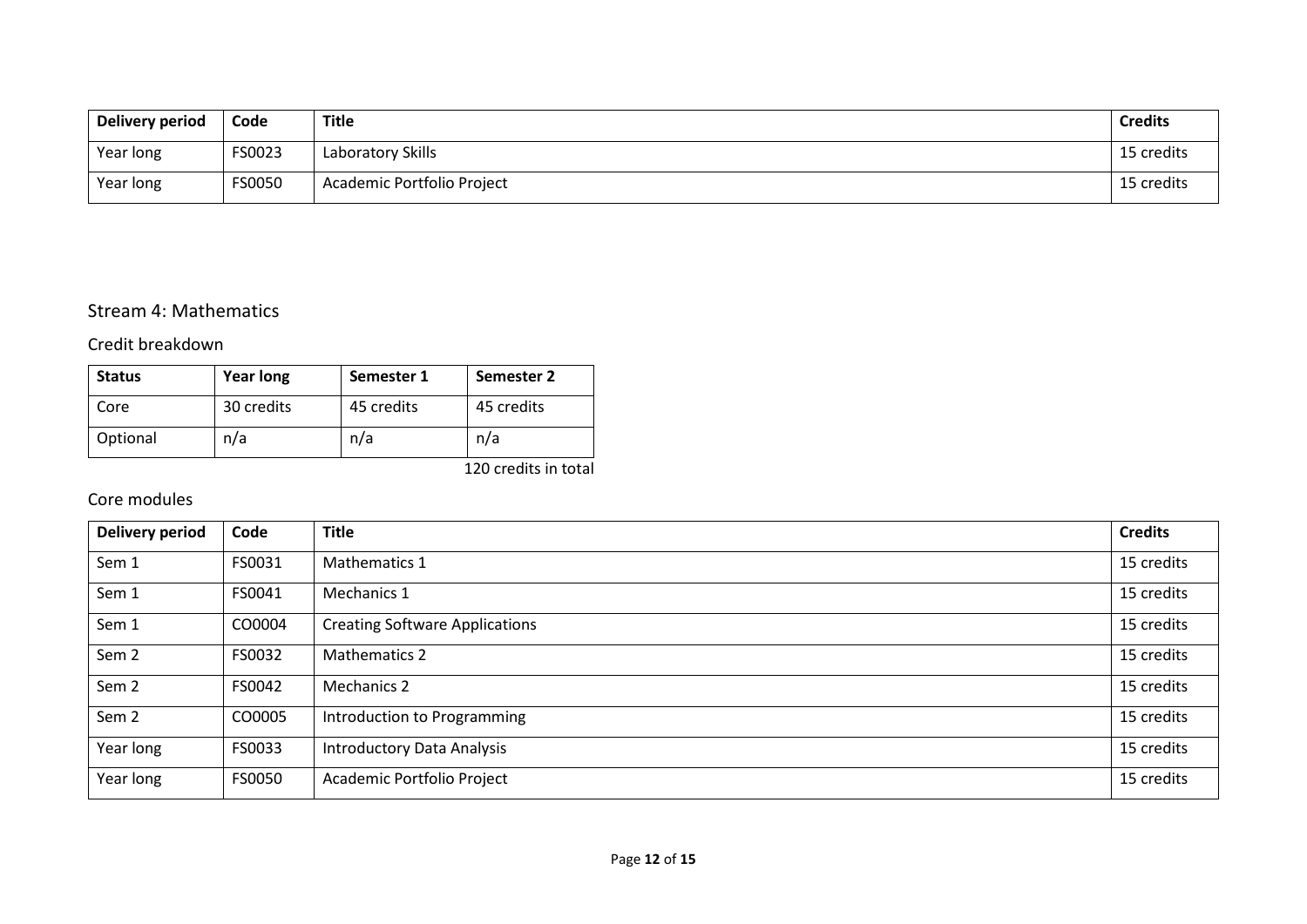| Delivery period | Code | Title | Credits |
|---|---|---|---|
| Year long | FS0023 | Laboratory Skills | 15 credits |
| Year long | FS0050 | Academic Portfolio Project | 15 credits |

## Stream 4: Mathematics

### Credit breakdown

| Status | Year long | Semester 1 | Semester 2 |
|---|---|---|---|
| Core | 30 credits | 45 credits | 45 credits |
| Optional | n/a | n/a | n/a |

120 credits in total

### Core modules

| Delivery period | Code | Title | Credits |
|---|---|---|---|
| Sem 1 | FS0031 | Mathematics 1 | 15 credits |
| Sem 1 | FS0041 | Mechanics 1 | 15 credits |
| Sem 1 | CO0004 | Creating Software Applications | 15 credits |
| Sem 2 | FS0032 | Mathematics 2 | 15 credits |
| Sem 2 | FS0042 | Mechanics 2 | 15 credits |
| Sem 2 | CO0005 | Introduction to Programming | 15 credits |
| Year long | FS0033 | Introductory Data Analysis | 15 credits |
| Year long | FS0050 | Academic Portfolio Project | 15 credits |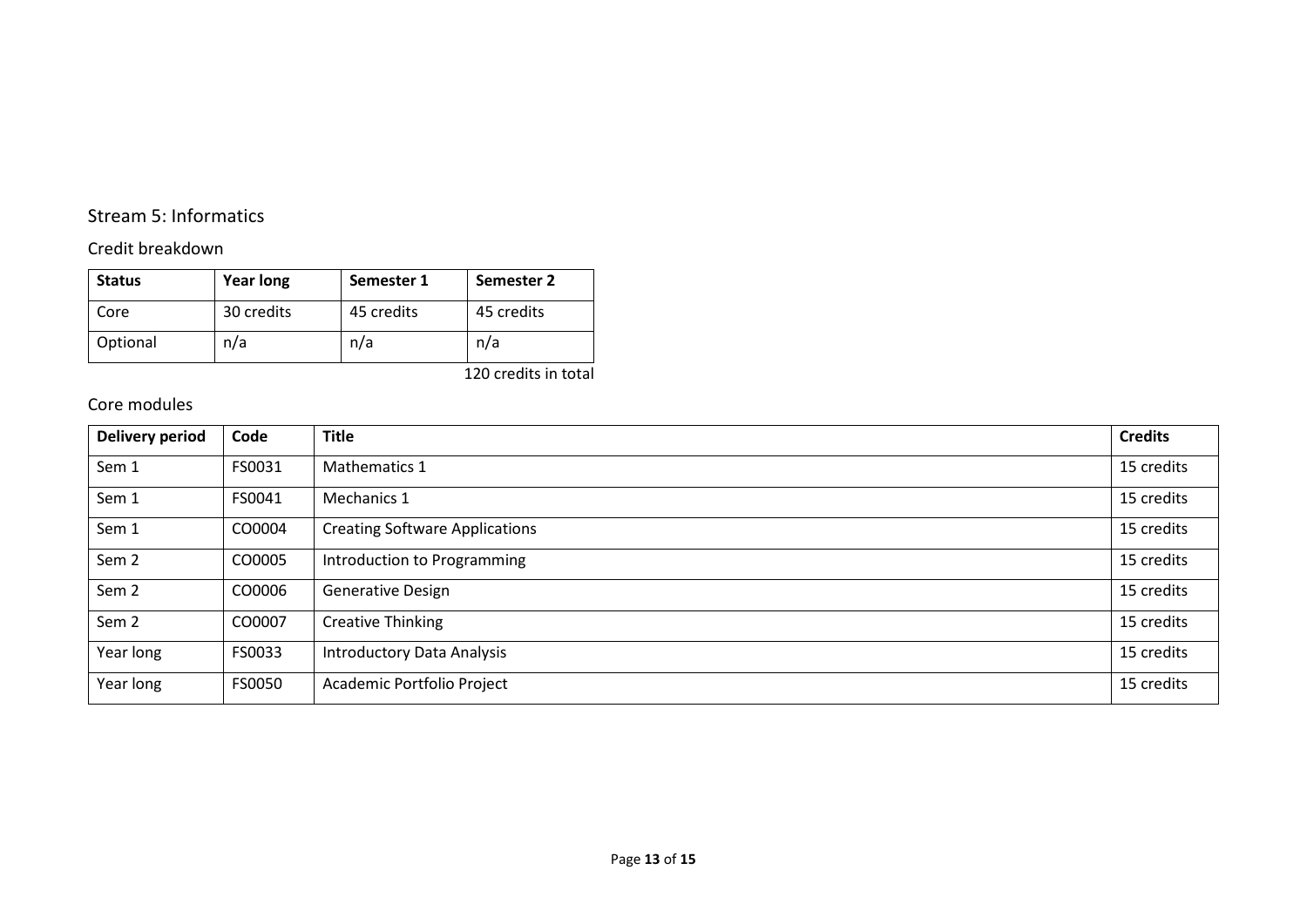## Stream 5: Informatics

### Credit breakdown

| Status | Year long | Semester 1 | Semester 2 |
| --- | --- | --- | --- |
| Core | 30 credits | 45 credits | 45 credits |
| Optional | n/a | n/a | n/a |

120 credits in total

### Core modules

| Delivery period | Code | Title | Credits |
| --- | --- | --- | --- |
| Sem 1 | FS0031 | Mathematics 1 | 15 credits |
| Sem 1 | FS0041 | Mechanics 1 | 15 credits |
| Sem 1 | CO0004 | Creating Software Applications | 15 credits |
| Sem 2 | CO0005 | Introduction to Programming | 15 credits |
| Sem 2 | CO0006 | Generative Design | 15 credits |
| Sem 2 | CO0007 | Creative Thinking | 15 credits |
| Year long | FS0033 | Introductory Data Analysis | 15 credits |
| Year long | FS0050 | Academic Portfolio Project | 15 credits |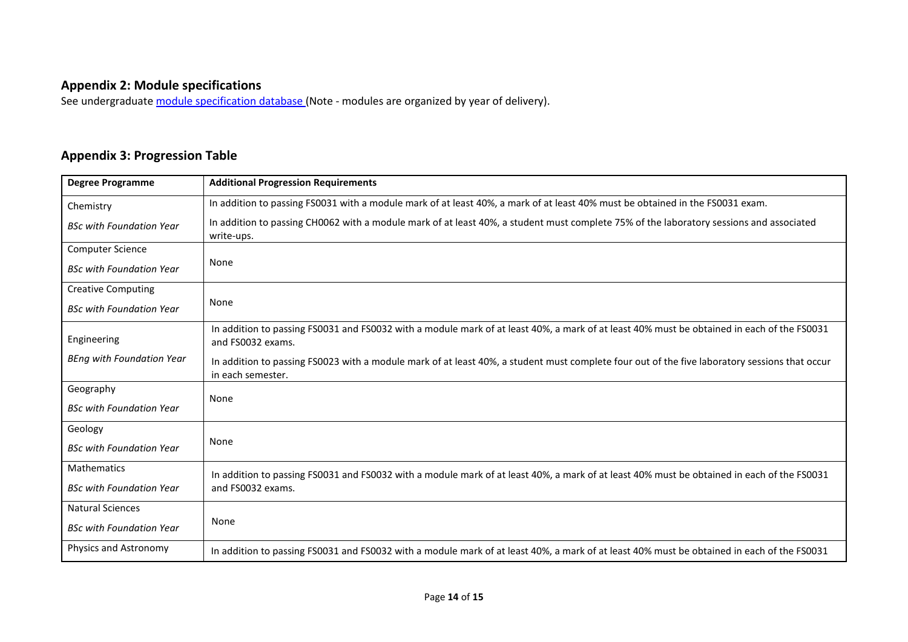## Appendix 2: Module specifications

See undergraduate [module specification database](module specification database) (Note - modules are organized by year of delivery).

## Appendix 3: Progression Table

| Degree Programme | Additional Progression Requirements |
|---|---|
| Chemistry<br>*BSc with Foundation Year* | In addition to passing FS0031 with a module mark of at least 40%, a mark of at least 40% must be obtained in the FS0031 exam.<br>In addition to passing CH0062 with a module mark of at least 40%, a student must complete 75% of the laboratory sessions and associated write-ups. |
| Computer Science<br>*BSc with Foundation Year* | None |
| Creative Computing<br>*BSc with Foundation Year* | None |
| Engineering<br>*BEng with Foundation Year* | In addition to passing FS0031 and FS0032 with a module mark of at least 40%, a mark of at least 40% must be obtained in each of the FS0031 and FS0032 exams.<br>In addition to passing FS0023 with a module mark of at least 40%, a student must complete four out of the five laboratory sessions that occur in each semester. |
| Geography<br>*BSc with Foundation Year* | None |
| Geology<br>*BSc with Foundation Year* | None |
| Mathematics<br>*BSc with Foundation Year* | In addition to passing FS0031 and FS0032 with a module mark of at least 40%, a mark of at least 40% must be obtained in each of the FS0031 and FS0032 exams. |
| Natural Sciences<br>*BSc with Foundation Year* | None |
| Physics and Astronomy | In addition to passing FS0031 and FS0032 with a module mark of at least 40%, a mark of at least 40% must be obtained in each of the FS0031 |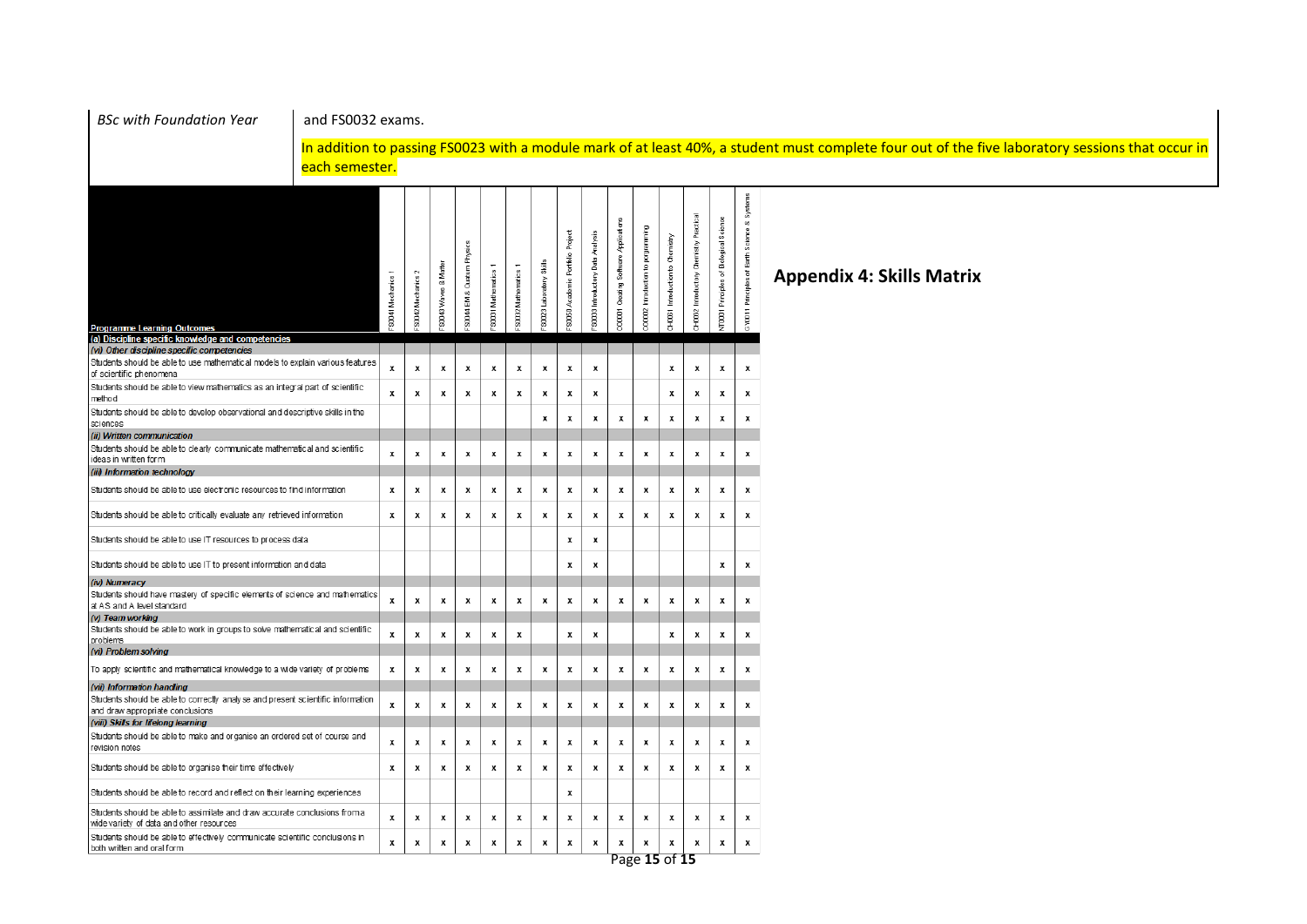| BSc with Foundation Year | and FS0032 exams. In addition to passing FS0023 with a module mark of at least 40%, a student must complete four out of the five laboratory sessions that occur in each semester. |
|---|---|

## Appendix 4: Skills Matrix

| Programme Learning Outcomes | FS0041 Mechanics 1 | FS0042 Mechanics 2 | FS0043 Waves & Matter | FS0044 EM & Quantum Physics | FS0031 Mathematics 1 | FS0032 Mathematics 2 | FS0023 Laboratory Skills | FS0050 Academic Portfolio Project | FS0033 Introductory Data Analysis | CO0001 Creating Software Applications | CO0002 Introduction to programming | CH0051 Introduction to Chemistry | CH0002 Introductory Chemistry Practical | NT0001 Principles of Biological Science | GY0011 Principles of Earth Science & Systems |
|---|---|---|---|---|---|---|---|---|---|---|---|---|---|---|---|
| **(a) Discipline specific knowledge and competencies** | | | | | | | | | | | | | | | |
| ***(vi) Other discipline specific competencies*** | | | | | | | | | | | | | | | |
| Students should be able to use mathematical models to explain various features of scientific phenomena | x | x | x | x | x | x | x | x | x | | | x | x | x | x |
| Students should be able to view mathematics as an integral part of scientific method | x | x | x | x | x | x | x | x | x | | | x | x | x | x |
| Students should be able to develop observational and descriptive skills in the sciences | | | | | | | x | x | x | x | x | x | x | x | x |
| ***(ii) Written communication*** | | | | | | | | | | | | | | | |
| Students should be able to clearly communicate mathematical and scientific ideas in written form | x | x | x | x | x | x | x | x | x | x | x | x | x | x | x |
| ***(iii) Information technology*** | | | | | | | | | | | | | | | |
| Students should be able to use electronic resources to find information | x | x | x | x | x | x | x | x | x | x | x | x | x | x | x |
| Students should be able to critically evaluate any retrieved information | x | x | x | x | x | x | x | x | x | x | x | x | x | x | x |
| Students should be able to use IT resources to process data | | | | | | | | x | x | | | | | | |
| Students should be able to use IT to present information and data | | | | | | | | x | x | | | | | x | x |
| ***(iv) Numeracy*** | | | | | | | | | | | | | | | |
| Students should have mastery of specific elements of science and mathematics at AS and A level standard | x | x | x | x | x | x | x | x | x | x | x | x | x | x | x |
| ***(v) Team working*** | | | | | | | | | | | | | | | |
| Students should be able to work in groups to solve mathematical and scientific problems | x | x | x | x | x | x | | x | x | | | x | x | x | x |
| ***(vi) Problem solving*** | | | | | | | | | | | | | | | |
| To apply scientific and mathematical knowledge to a wide variety of problems | x | x | x | x | x | x | x | x | x | x | x | x | x | x | x |
| ***(vii) Information handling*** | | | | | | | | | | | | | | | |
| Students should be able to correctly analyse and present scientific information and draw appropriate conclusions | x | x | x | x | x | x | x | x | x | x | x | x | x | x | x |
| ***(viii) Skills for lifelong learning*** | | | | | | | | | | | | | | | |
| Students should be able to make and organise an ordered set of course and revision notes | x | x | x | x | x | x | x | x | x | x | x | x | x | x | x |
| Students should be able to organise their time effectively | x | x | x | x | x | x | x | x | x | x | x | x | x | x | x |
| Students should be able to record and reflect on their learning experiences | | | | | | | | x | | | | | | | |
| Students should be able to assimilate and draw accurate conclusions from a wide variety of data and other resources | x | x | x | x | x | x | x | x | x | x | x | x | x | x | x |
| Students should be able to effectively communicate scientific conclusions in both written and oral form | x | x | x | x | x | x | x | x | x | x | x | x | x | x | x |